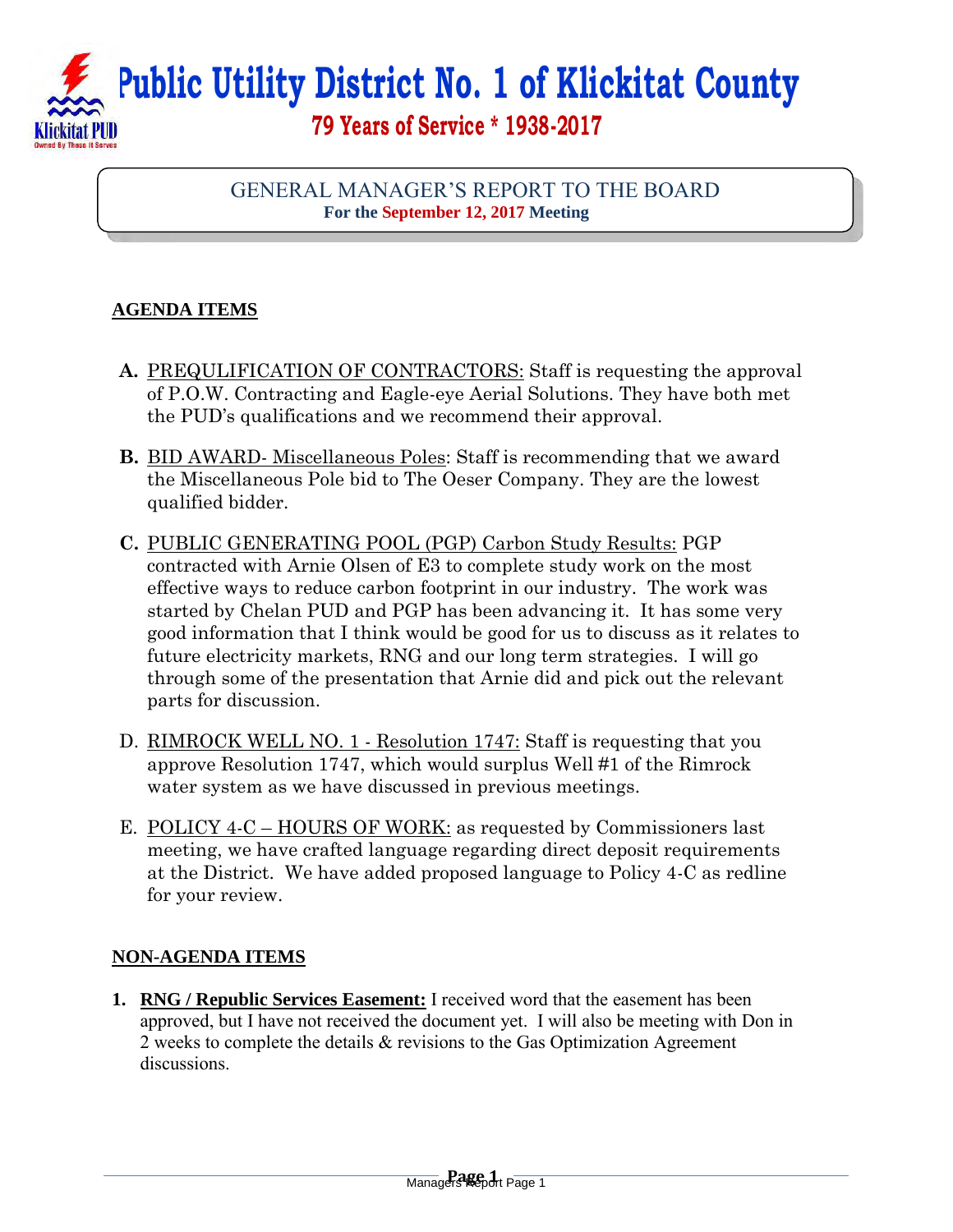# Public Utility District No. 1 of Klickitat County

**79 Years of Service * 1938-2017**

## GENERAL MANAGER'S REPORT TO THE BOARD

**For the September 12, 2017 Meeting**

### AGENDA ITEMS

**A.** PREQUALIFICATION OF CONTRACTORS: Staff is requesting the approval of P.O.W. Contracting and Eagle-eye Aerial Solutions. They have both met the PUD's qualifications and we recommend their approval.

**B.** BID AWARD- Miscellaneous Poles: Staff is recommending that we award the Miscellaneous Pole bid to The Oeser Company. They are the lowest qualified bidder.

**C.** PUBLIC GENERATING POOL (PGP) Carbon Study Results: PGP contracted with Arnie Olsen of E3 to complete study work on the most effective ways to reduce carbon footprint in our industry. The work was started by Chelan PUD and PGP has been advancing it. It has some very good information that I think would be good for us to discuss as it relates to future electricity markets, RNG and our long term strategies. I will go through some of the presentation that Arnie did and pick out the relevant parts for discussion.

D. RIMROCK WELL NO. 1 - Resolution 1747: Staff is requesting that you approve Resolution 1747, which would surplus Well #1 of the Rimrock water system as we have discussed in previous meetings.

E. POLICY 4-C – HOURS OF WORK: as requested by Commissioners last meeting, we have crafted language regarding direct deposit requirements at the District. We have added proposed language to Policy 4-C as redline for your review.

### NON-AGENDA ITEMS

1. **RNG / Republic Services Easement:** I received word that the easement has been approved, but I have not received the document yet. I will also be meeting with Don in 2 weeks to complete the details & revisions to the Gas Optimization Agreement discussions.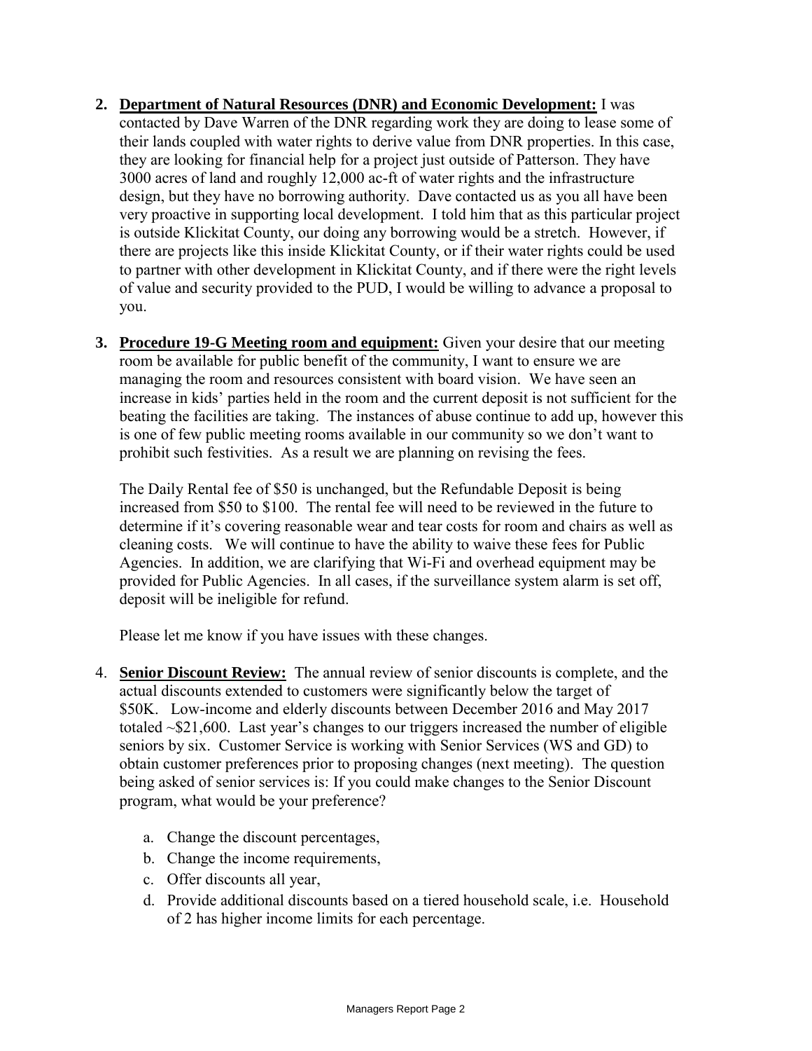2. **Department of Natural Resources (DNR) and Economic Development:** I was contacted by Dave Warren of the DNR regarding work they are doing to lease some of their lands coupled with water rights to derive value from DNR properties. In this case, they are looking for financial help for a project just outside of Patterson. They have 3000 acres of land and roughly 12,000 ac-ft of water rights and the infrastructure design, but they have no borrowing authority. Dave contacted us as you all have been very proactive in supporting local development. I told him that as this particular project is outside Klickitat County, our doing any borrowing would be a stretch. However, if there are projects like this inside Klickitat County, or if their water rights could be used to partner with other development in Klickitat County, and if there were the right levels of value and security provided to the PUD, I would be willing to advance a proposal to you.

3. **Procedure 19-G Meeting room and equipment:** Given your desire that our meeting room be available for public benefit of the community, I want to ensure we are managing the room and resources consistent with board vision. We have seen an increase in kids' parties held in the room and the current deposit is not sufficient for the beating the facilities are taking. The instances of abuse continue to add up, however this is one of few public meeting rooms available in our community so we don't want to prohibit such festivities. As a result we are planning on revising the fees.

   The Daily Rental fee of $50 is unchanged, but the Refundable Deposit is being increased from $50 to $100. The rental fee will need to be reviewed in the future to determine if it's covering reasonable wear and tear costs for room and chairs as well as cleaning costs. We will continue to have the ability to waive these fees for Public Agencies. In addition, we are clarifying that Wi-Fi and overhead equipment may be provided for Public Agencies. In all cases, if the surveillance system alarm is set off, deposit will be ineligible for refund.

   Please let me know if you have issues with these changes.

4. **Senior Discount Review:** The annual review of senior discounts is complete, and the actual discounts extended to customers were significantly below the target of $50K. Low-income and elderly discounts between December 2016 and May 2017 totaled ~$21,600. Last year's changes to our triggers increased the number of eligible seniors by six. Customer Service is working with Senior Services (WS and GD) to obtain customer preferences prior to proposing changes (next meeting). The question being asked of senior services is: If you could make changes to the Senior Discount program, what would be your preference?

   a. Change the discount percentages,
   b. Change the income requirements,
   c. Offer discounts all year,
   d. Provide additional discounts based on a tiered household scale, i.e. Household of 2 has higher income limits for each percentage.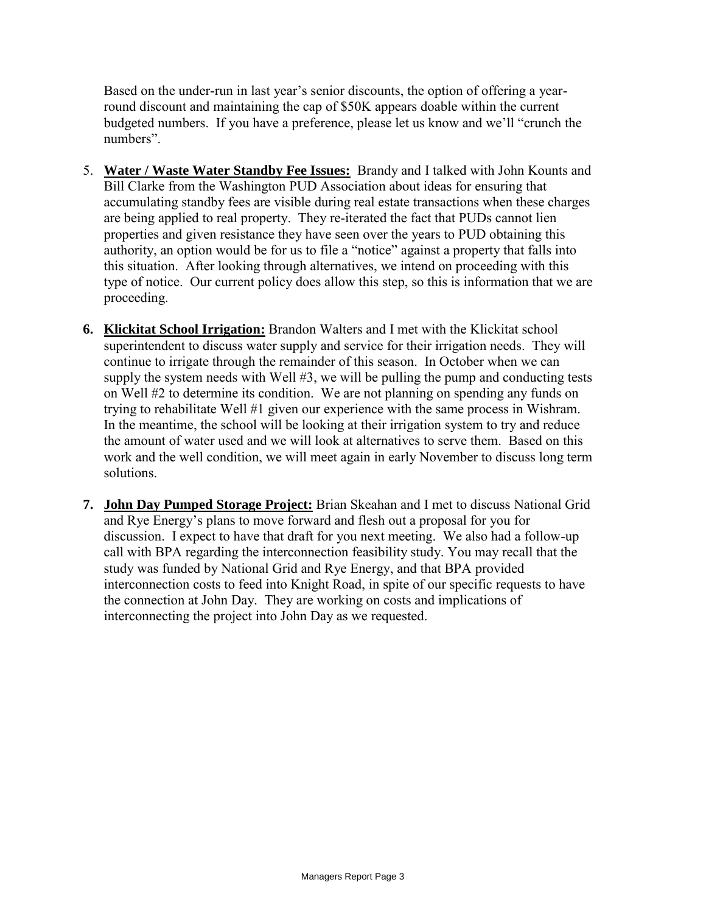Based on the under-run in last year's senior discounts, the option of offering a year-round discount and maintaining the cap of $50K appears doable within the current budgeted numbers. If you have a preference, please let us know and we'll "crunch the numbers".

5. **<u>Water / Waste Water Standby Fee Issues:</u>** Brandy and I talked with John Kounts and Bill Clarke from the Washington PUD Association about ideas for ensuring that accumulating standby fees are visible during real estate transactions when these charges are being applied to real property. They re-iterated the fact that PUDs cannot lien properties and given resistance they have seen over the years to PUD obtaining this authority, an option would be for us to file a "notice" against a property that falls into this situation. After looking through alternatives, we intend on proceeding with this type of notice. Our current policy does allow this step, so this is information that we are proceeding.

6. **<u>Klickitat School Irrigation:</u>** Brandon Walters and I met with the Klickitat school superintendent to discuss water supply and service for their irrigation needs. They will continue to irrigate through the remainder of this season. In October when we can supply the system needs with Well #3, we will be pulling the pump and conducting tests on Well #2 to determine its condition. We are not planning on spending any funds on trying to rehabilitate Well #1 given our experience with the same process in Wishram. In the meantime, the school will be looking at their irrigation system to try and reduce the amount of water used and we will look at alternatives to serve them. Based on this work and the well condition, we will meet again in early November to discuss long term solutions.

7. **<u>John Day Pumped Storage Project:</u>** Brian Skeahan and I met to discuss National Grid and Rye Energy's plans to move forward and flesh out a proposal for you for discussion. I expect to have that draft for you next meeting. We also had a follow-up call with BPA regarding the interconnection feasibility study. You may recall that the study was funded by National Grid and Rye Energy, and that BPA provided interconnection costs to feed into Knight Road, in spite of our specific requests to have the connection at John Day. They are working on costs and implications of interconnecting the project into John Day as we requested.